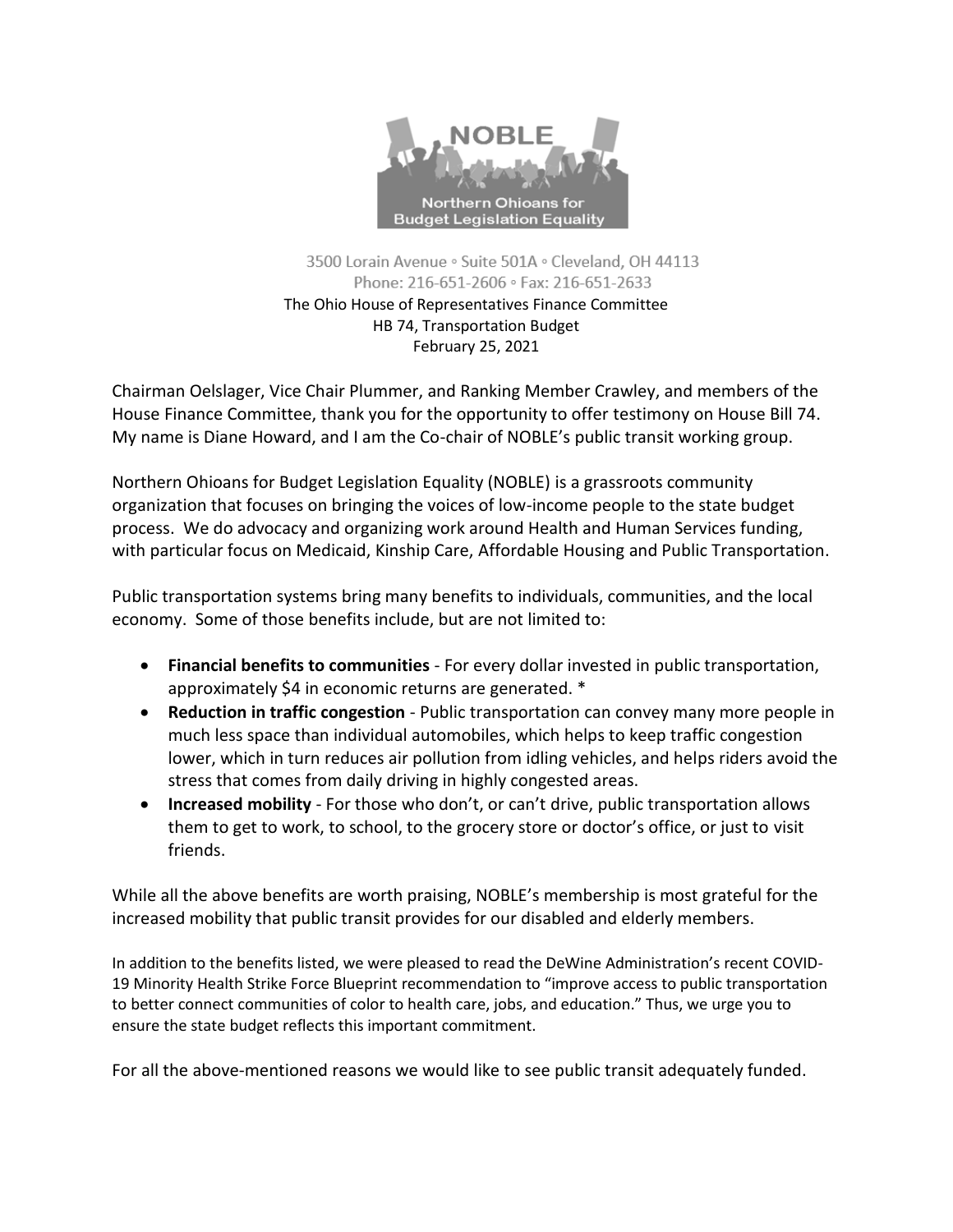NOBLE

Northern Ohioans for Budget Legislation Equality

3500 Lorain Avenue ◦ Suite 501A ◦ Cleveland, OH 44113
Phone: 216-651-2606 ◦ Fax: 216-651-2633

The Ohio House of Representatives Finance Committee
HB 74, Transportation Budget
February 25, 2021

Chairman Oelslager, Vice Chair Plummer, and Ranking Member Crawley, and members of the House Finance Committee, thank you for the opportunity to offer testimony on House Bill 74. My name is Diane Howard, and I am the Co-chair of NOBLE's public transit working group.

Northern Ohioans for Budget Legislation Equality (NOBLE) is a grassroots community organization that focuses on bringing the voices of low-income people to the state budget process. We do advocacy and organizing work around Health and Human Services funding, with particular focus on Medicaid, Kinship Care, Affordable Housing and Public Transportation.

Public transportation systems bring many benefits to individuals, communities, and the local economy. Some of those benefits include, but are not limited to:

- **Financial benefits to communities** - For every dollar invested in public transportation, approximately $4 in economic returns are generated. *
- **Reduction in traffic congestion** - Public transportation can convey many more people in much less space than individual automobiles, which helps to keep traffic congestion lower, which in turn reduces air pollution from idling vehicles, and helps riders avoid the stress that comes from daily driving in highly congested areas.
- **Increased mobility** - For those who don't, or can't drive, public transportation allows them to get to work, to school, to the grocery store or doctor's office, or just to visit friends.

While all the above benefits are worth praising, NOBLE's membership is most grateful for the increased mobility that public transit provides for our disabled and elderly members.

In addition to the benefits listed, we were pleased to read the DeWine Administration's recent COVID-19 Minority Health Strike Force Blueprint recommendation to "improve access to public transportation to better connect communities of color to health care, jobs, and education." Thus, we urge you to ensure the state budget reflects this important commitment.

For all the above-mentioned reasons we would like to see public transit adequately funded.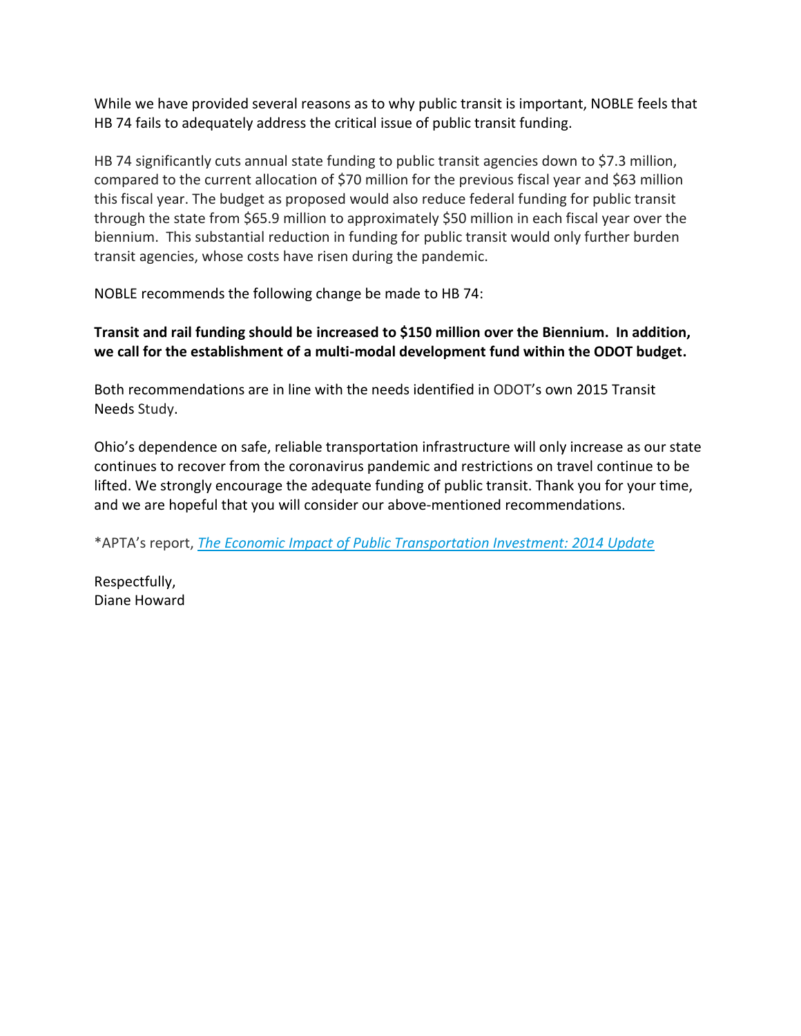While we have provided several reasons as to why public transit is important, NOBLE feels that HB 74 fails to adequately address the critical issue of public transit funding.

HB 74 significantly cuts annual state funding to public transit agencies down to $7.3 million, compared to the current allocation of $70 million for the previous fiscal year and $63 million this fiscal year. The budget as proposed would also reduce federal funding for public transit through the state from $65.9 million to approximately $50 million in each fiscal year over the biennium. This substantial reduction in funding for public transit would only further burden transit agencies, whose costs have risen during the pandemic.

NOBLE recommends the following change be made to HB 74:

**Transit and rail funding should be increased to $150 million over the Biennium. In addition, we call for the establishment of a multi-modal development fund within the ODOT budget.**

Both recommendations are in line with the needs identified in ODOT's own 2015 Transit Needs Study.

Ohio's dependence on safe, reliable transportation infrastructure will only increase as our state continues to recover from the coronavirus pandemic and restrictions on travel continue to be lifted. We strongly encourage the adequate funding of public transit. Thank you for your time, and we are hopeful that you will consider our above-mentioned recommendations.

*APTA's report, *The Economic Impact of Public Transportation Investment: 2014 Update*

Respectfully,
Diane Howard